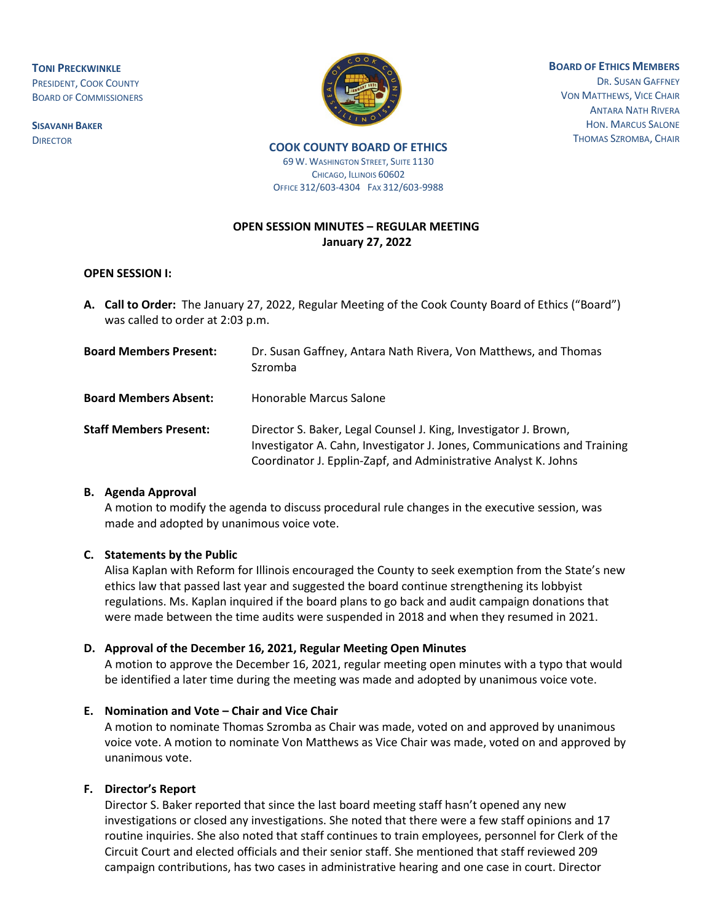**TONI PRECKWINKLE**
PRESIDENT, COOK COUNTY
BOARD OF COMMISSIONERS

**SISAVANH BAKER**
DIRECTOR

**COOK COUNTY BOARD OF ETHICS**
69 W. WASHINGTON STREET, SUITE 1130
CHICAGO, ILLINOIS 60602
OFFICE 312/603-4304 FAX 312/603-9988

**BOARD OF ETHICS MEMBERS**
DR. SUSAN GAFFNEY
VON MATTHEWS, VICE CHAIR
ANTARA NATH RIVERA
HON. MARCUS SALONE
THOMAS SZROMBA, CHAIR

**OPEN SESSION MINUTES – REGULAR MEETING**
**January 27, 2022**

**OPEN SESSION I:**

**A. Call to Order:** The January 27, 2022, Regular Meeting of the Cook County Board of Ethics ("Board") was called to order at 2:03 p.m.

**Board Members Present:** Dr. Susan Gaffney, Antara Nath Rivera, Von Matthews, and Thomas Szromba

**Board Members Absent:** Honorable Marcus Salone

**Staff Members Present:** Director S. Baker, Legal Counsel J. King, Investigator J. Brown, Investigator A. Cahn, Investigator J. Jones, Communications and Training Coordinator J. Epplin-Zapf, and Administrative Analyst K. Johns

**B. Agenda Approval**

A motion to modify the agenda to discuss procedural rule changes in the executive session, was made and adopted by unanimous voice vote.

**C. Statements by the Public**

Alisa Kaplan with Reform for Illinois encouraged the County to seek exemption from the State's new ethics law that passed last year and suggested the board continue strengthening its lobbyist regulations. Ms. Kaplan inquired if the board plans to go back and audit campaign donations that were made between the time audits were suspended in 2018 and when they resumed in 2021.

**D. Approval of the December 16, 2021, Regular Meeting Open Minutes**

A motion to approve the December 16, 2021, regular meeting open minutes with a typo that would be identified a later time during the meeting was made and adopted by unanimous voice vote.

**E. Nomination and Vote – Chair and Vice Chair**

A motion to nominate Thomas Szromba as Chair was made, voted on and approved by unanimous voice vote. A motion to nominate Von Matthews as Vice Chair was made, voted on and approved by unanimous vote.

**F. Director's Report**

Director S. Baker reported that since the last board meeting staff hasn't opened any new investigations or closed any investigations. She noted that there were a few staff opinions and 17 routine inquiries. She also noted that staff continues to train employees, personnel for Clerk of the Circuit Court and elected officials and their senior staff. She mentioned that staff reviewed 209 campaign contributions, has two cases in administrative hearing and one case in court. Director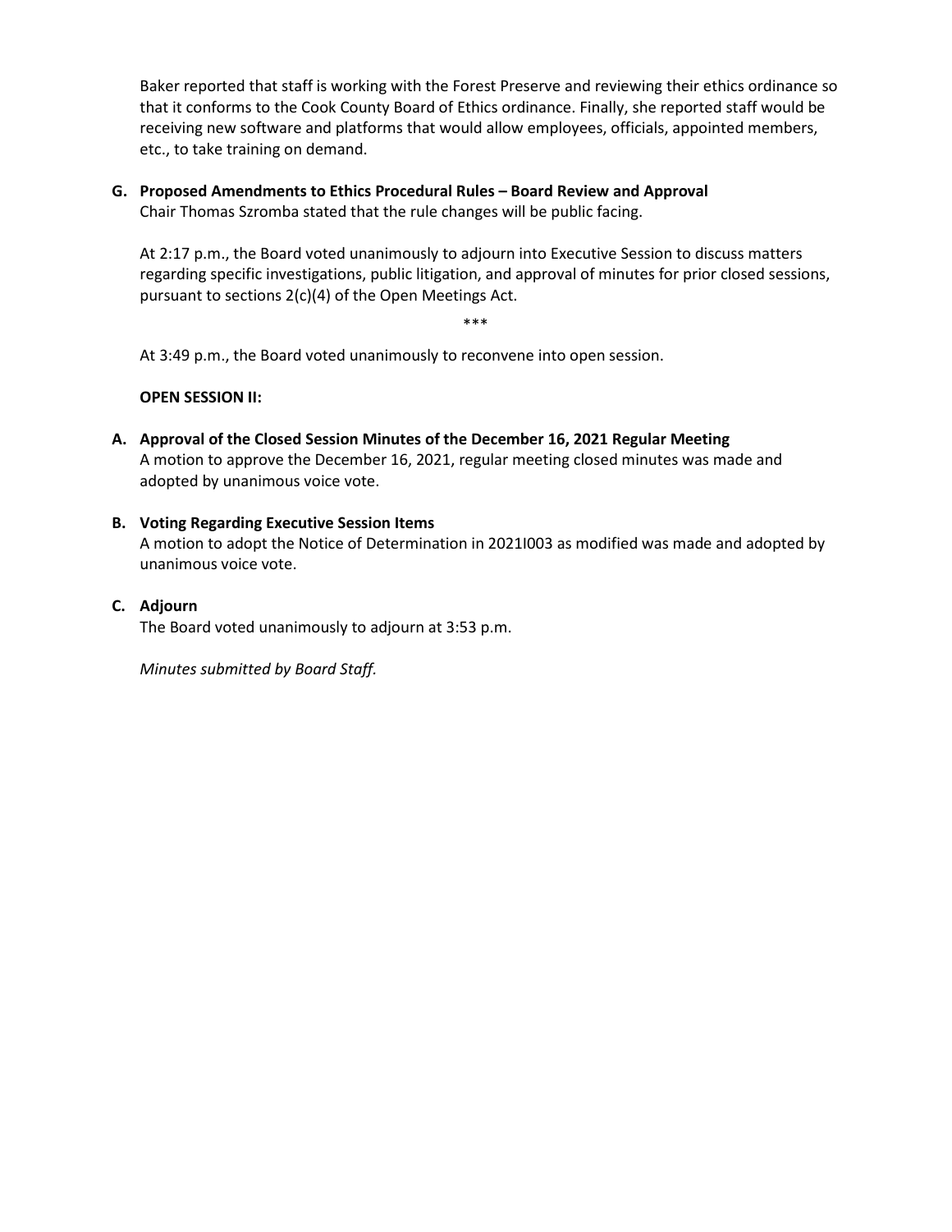Baker reported that staff is working with the Forest Preserve and reviewing their ethics ordinance so that it conforms to the Cook County Board of Ethics ordinance. Finally, she reported staff would be receiving new software and platforms that would allow employees, officials, appointed members, etc., to take training on demand.

**G. Proposed Amendments to Ethics Procedural Rules – Board Review and Approval**
Chair Thomas Szromba stated that the rule changes will be public facing.

At 2:17 p.m., the Board voted unanimously to adjourn into Executive Session to discuss matters regarding specific investigations, public litigation, and approval of minutes for prior closed sessions, pursuant to sections 2(c)(4) of the Open Meetings Act.

***

At 3:49 p.m., the Board voted unanimously to reconvene into open session.

**OPEN SESSION II:**

**A. Approval of the Closed Session Minutes of the December 16, 2021 Regular Meeting**
A motion to approve the December 16, 2021, regular meeting closed minutes was made and adopted by unanimous voice vote.

**B. Voting Regarding Executive Session Items**
A motion to adopt the Notice of Determination in 2021I003 as modified was made and adopted by unanimous voice vote.

**C. Adjourn**
The Board voted unanimously to adjourn at 3:53 p.m.

*Minutes submitted by Board Staff.*